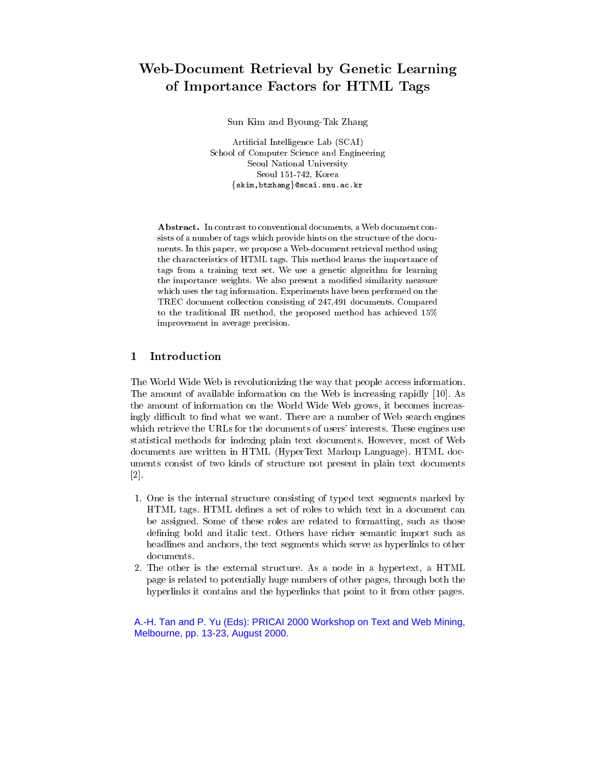# Web-Document Retrieval by Genetic Learning of Importance Factors for HTML Tags

Sun Kim and Byoung-Tak Zhang

Artificial Intelligence Lab (SCAI)
School of Computer Science and Engineering
Seoul National University
Seoul 151-742, Korea
{skim,btzhang}@scai.snu.ac.kr

**Abstract.** In contrast to conventional documents, a Web document consists of a number of tags which provide hints on the structure of the documents. In this paper, we propose a Web-document retrieval method using the characteristics of HTML tags. This method learns the importance of tags from a training text set. We use a genetic algorithm for learning the importance weights. We also present a modified similarity measure which uses the tag information. Experiments have been performed on the TREC document collection consisting of 247,491 documents. Compared to the traditional IR method, the proposed method has achieved 15% improvement in average precision.

## 1 Introduction

The World Wide Web is revolutionizing the way that people access information. The amount of available information on the Web is increasing rapidly [10]. As the amount of information on the World Wide Web grows, it becomes increasingly difficult to find what we want. There are a number of Web search engines which retrieve the URLs for the documents of users' interests. These engines use statistical methods for indexing plain text documents. However, most of Web documents are written in HTML (HyperText Markup Language). HTML documents consist of two kinds of structure not present in plain text documents [2].

1. One is the internal structure consisting of typed text segments marked by HTML tags. HTML defines a set of roles to which text in a document can be assigned. Some of these roles are related to formatting, such as those defining bold and italic text. Others have richer semantic import such as headlines and anchors, the text segments which serve as hyperlinks to other documents.
2. The other is the external structure. As a node in a hypertext, a HTML page is related to potentially huge numbers of other pages, through both the hyperlinks it contains and the hyperlinks that point to it from other pages.

A.-H. Tan and P. Yu (Eds): PRICAI 2000 Workshop on Text and Web Mining, Melbourne, pp. 13-23, August 2000.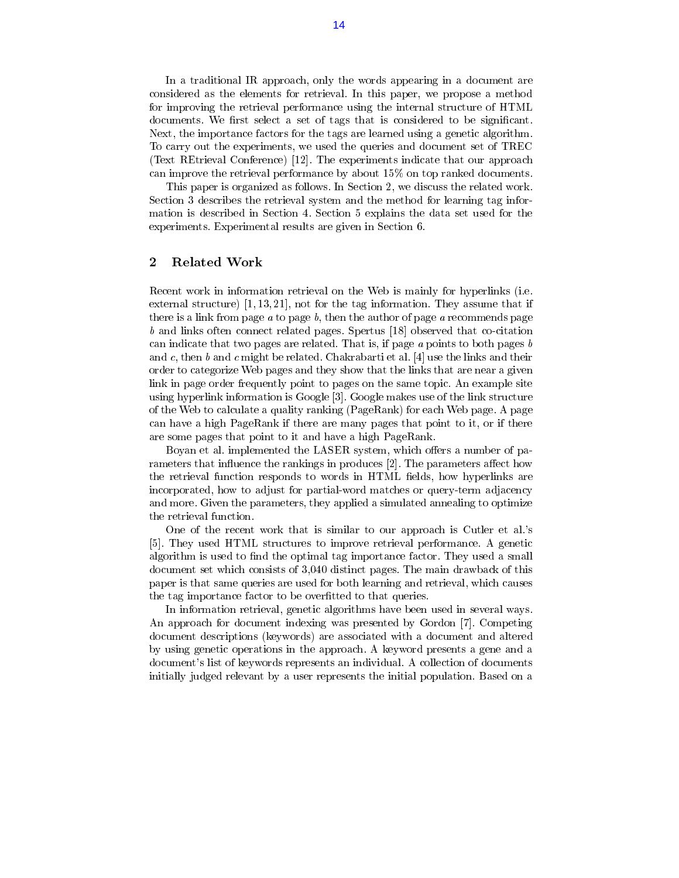In a traditional IR approach, only the words appearing in a document are considered as the elements for retrieval. In this paper, we propose a method for improving the retrieval performance using the internal structure of HTML documents. We first select a set of tags that is considered to be significant. Next, the importance factors for the tags are learned using a genetic algorithm. To carry out the experiments, we used the queries and document set of TREC (Text REtrieval Conference) [12]. The experiments indicate that our approach can improve the retrieval performance by about 15% on top ranked documents.

This paper is organized as follows. In Section 2, we discuss the related work. Section 3 describes the retrieval system and the method for learning tag information is described in Section 4. Section 5 explains the data set used for the experiments. Experimental results are given in Section 6.

## 2 Related Work

Recent work in information retrieval on the Web is mainly for hyperlinks (i.e. external structure) [1, 13, 21], not for the tag information. They assume that if there is a link from page *a* to page *b*, then the author of page *a* recommends page *b* and links often connect related pages. Spertus [18] observed that co-citation can indicate that two pages are related. That is, if page *a* points to both pages *b* and *c*, then *b* and *c* might be related. Chakrabarti et al. [4] use the links and their order to categorize Web pages and they show that the links that are near a given link in page order frequently point to pages on the same topic. An example site using hyperlink information is Google [3]. Google makes use of the link structure of the Web to calculate a quality ranking (PageRank) for each Web page. A page can have a high PageRank if there are many pages that point to it, or if there are some pages that point to it and have a high PageRank.

Boyan et al. implemented the LASER system, which offers a number of parameters that influence the rankings in produces [2]. The parameters affect how the retrieval function responds to words in HTML fields, how hyperlinks are incorporated, how to adjust for partial-word matches or query-term adjacency and more. Given the parameters, they applied a simulated annealing to optimize the retrieval function.

One of the recent work that is similar to our approach is Cutler et al.'s [5]. They used HTML structures to improve retrieval performance. A genetic algorithm is used to find the optimal tag importance factor. They used a small document set which consists of 3,040 distinct pages. The main drawback of this paper is that same queries are used for both learning and retrieval, which causes the tag importance factor to be overfitted to that queries.

In information retrieval, genetic algorithms have been used in several ways. An approach for document indexing was presented by Gordon [7]. Competing document descriptions (keywords) are associated with a document and altered by using genetic operations in the approach. A keyword presents a gene and a document's list of keywords represents an individual. A collection of documents initially judged relevant by a user represents the initial population. Based on a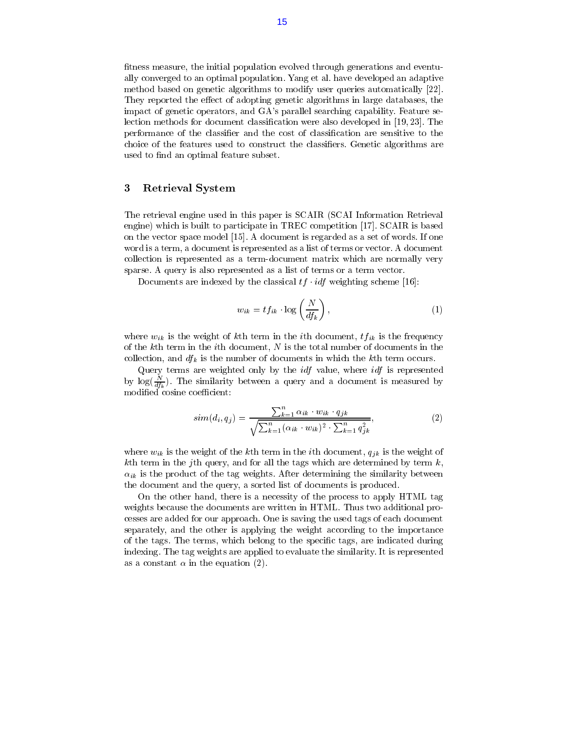fitness measure, the initial population evolved through generations and eventually converged to an optimal population. Yang et al. have developed an adaptive method based on genetic algorithms to modify user queries automatically [22]. They reported the effect of adopting genetic algorithms in large databases, the impact of genetic operators, and GA's parallel searching capability. Feature selection methods for document classification were also developed in [19, 23]. The performance of the classifier and the cost of classification are sensitive to the choice of the features used to construct the classifiers. Genetic algorithms are used to find an optimal feature subset.

## 3 Retrieval System

The retrieval engine used in this paper is SCAIR (SCAI Information Retrieval engine) which is built to participate in TREC competition [17]. SCAIR is based on the vector space model [15]. A document is regarded as a set of words. If one word is a term, a document is represented as a list of terms or vector. A document collection is represented as a term-document matrix which are normally very sparse. A query is also represented as a list of terms or a term vector.

Documents are indexed by the classical $tf \cdot idf$ weighting scheme [16]:

$$w_{ik} = tf_{ik} \cdot \log\left(\frac{N}{df_k}\right), \tag{1}$$

where $w_{ik}$ is the weight of $k$th term in the $i$th document, $tf_{ik}$ is the frequency of the $k$th term in the $i$th document, $N$ is the total number of documents in the collection, and $df_k$ is the number of documents in which the $k$th term occurs.

Query terms are weighted only by the $idf$ value, where $idf$ is represented by $\log(\frac{N}{df_k})$. The similarity between a query and a document is measured by modified cosine coefficient:

$$sim(d_i, q_j) = \frac{\sum_{k=1}^{n} \alpha_{ik} \cdot w_{ik} \cdot q_{jk}}{\sqrt{\sum_{k=1}^{n} (\alpha_{ik} \cdot w_{ik})^2 \cdot \sum_{k=1}^{n} q_{jk}^2}}, \tag{2}$$

where $w_{ik}$ is the weight of the $k$th term in the $i$th document, $q_{jk}$ is the weight of $k$th term in the $j$th query, and for all the tags which are determined by term $k$, $\alpha_{ik}$ is the product of the tag weights. After determining the similarity between the document and the query, a sorted list of documents is produced.

On the other hand, there is a necessity of the process to apply HTML tag weights because the documents are written in HTML. Thus two additional processes are added for our approach. One is saving the used tags of each document separately, and the other is applying the weight according to the importance of the tags. The terms, which belong to the specific tags, are indicated during indexing. The tag weights are applied to evaluate the similarity. It is represented as a constant $\alpha$ in the equation (2).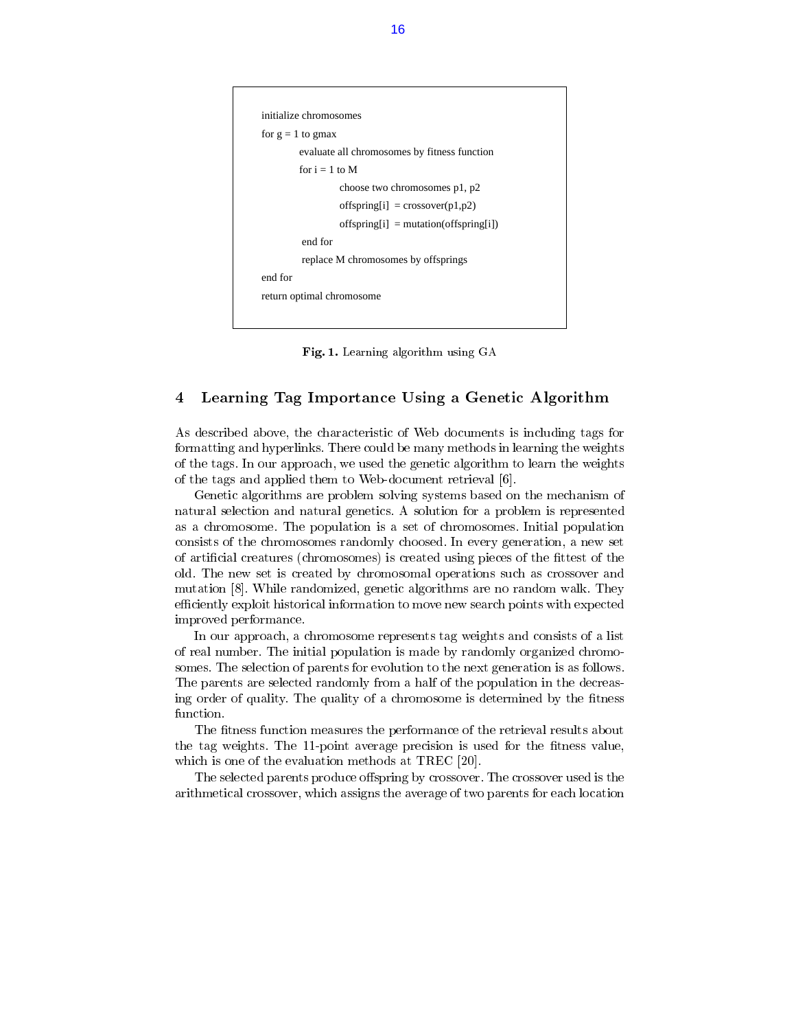```
initialize chromosomes
for g = 1 to gmax
        evaluate all chromosomes by fitness function
        for i = 1 to M
                choose two chromosomes p1, p2
                offspring[i]  = crossover(p1,p2)
                offspring[i]  = mutation(offspring[i])
        end for
        replace M chromosomes by offsprings
end for
return optimal chromosome
```

**Fig. 1.** Learning algorithm using GA

## 4 Learning Tag Importance Using a Genetic Algorithm

As described above, the characteristic of Web documents is including tags for formatting and hyperlinks. There could be many methods in learning the weights of the tags. In our approach, we used the genetic algorithm to learn the weights of the tags and applied them to Web-document retrieval [6].

Genetic algorithms are problem solving systems based on the mechanism of natural selection and natural genetics. A solution for a problem is represented as a chromosome. The population is a set of chromosomes. Initial population consists of the chromosomes randomly choosed. In every generation, a new set of artificial creatures (chromosomes) is created using pieces of the fittest of the old. The new set is created by chromosomal operations such as crossover and mutation [8]. While randomized, genetic algorithms are no random walk. They efficiently exploit historical information to move new search points with expected improved performance.

In our approach, a chromosome represents tag weights and consists of a list of real number. The initial population is made by randomly organized chromosomes. The selection of parents for evolution to the next generation is as follows. The parents are selected randomly from a half of the population in the decreasing order of quality. The quality of a chromosome is determined by the fitness function.

The fitness function measures the performance of the retrieval results about the tag weights. The 11-point average precision is used for the fitness value, which is one of the evaluation methods at TREC [20].

The selected parents produce offspring by crossover. The crossover used is the arithmetical crossover, which assigns the average of two parents for each location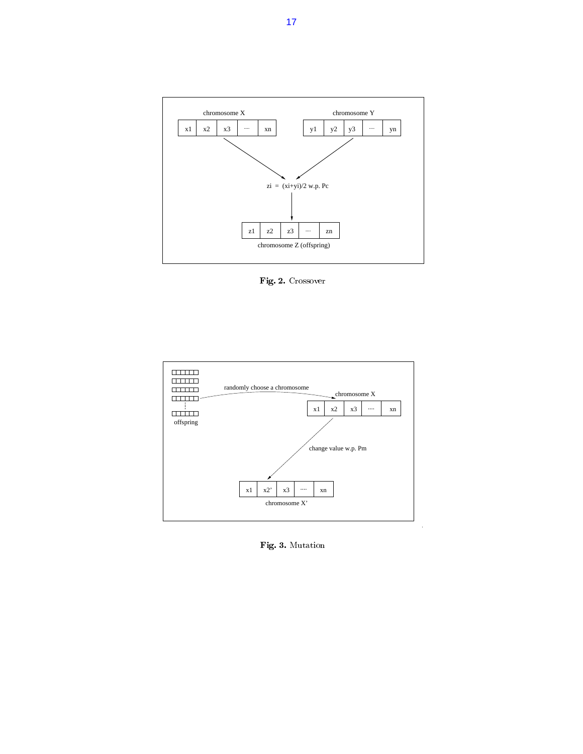**Fig. 2.** Crossover

**Fig. 3.** Mutation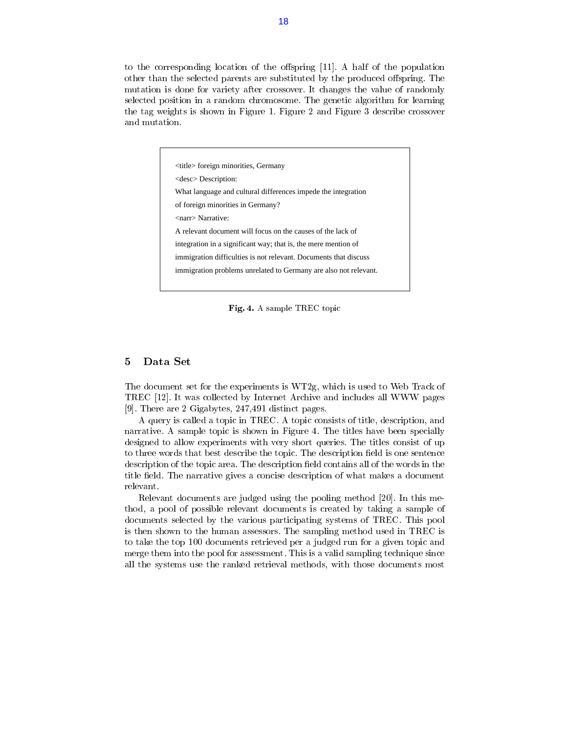to the corresponding location of the offspring [11]. A half of the population other than the selected parents are substituted by the produced offspring. The mutation is done for variety after crossover. It changes the value of randomly selected position in a random chromosome. The genetic algorithm for learning the tag weights is shown in Figure 1. Figure 2 and Figure 3 describe crossover and mutation.

```
<title> foreign minorities, Germany
<desc> Description:
What language and cultural differences impede the integration
of foreign minorities in Germany?
<narr> Narrative:
A relevant document will focus on the causes of the lack of
integration in a significant way; that is, the mere mention of
immigration difficulties is not relevant. Documents that discuss
immigration problems unrelated to Germany are also not relevant.
```

**Fig. 4.** A sample TREC topic

## 5 Data Set

The document set for the experiments is WT2g, which is used to Web Track of TREC [12]. It was collected by Internet Archive and includes all WWW pages [9]. There are 2 Gigabytes, 247,491 distinct pages.

A query is called a topic in TREC. A topic consists of title, description, and narrative. A sample topic is shown in Figure 4. The titles have been specially designed to allow experiments with very short queries. The titles consist of up to three words that best describe the topic. The description field is one sentence description of the topic area. The description field contains all of the words in the title field. The narrative gives a concise description of what makes a document relevant.

Relevant documents are judged using the pooling method [20]. In this method, a pool of possible relevant documents is created by taking a sample of documents selected by the various participating systems of TREC. This pool is then shown to the human assessors. The sampling method used in TREC is to take the top 100 documents retrieved per a judged run for a given topic and merge them into the pool for assessment. This is a valid sampling technique since all the systems use the ranked retrieval methods, with those documents most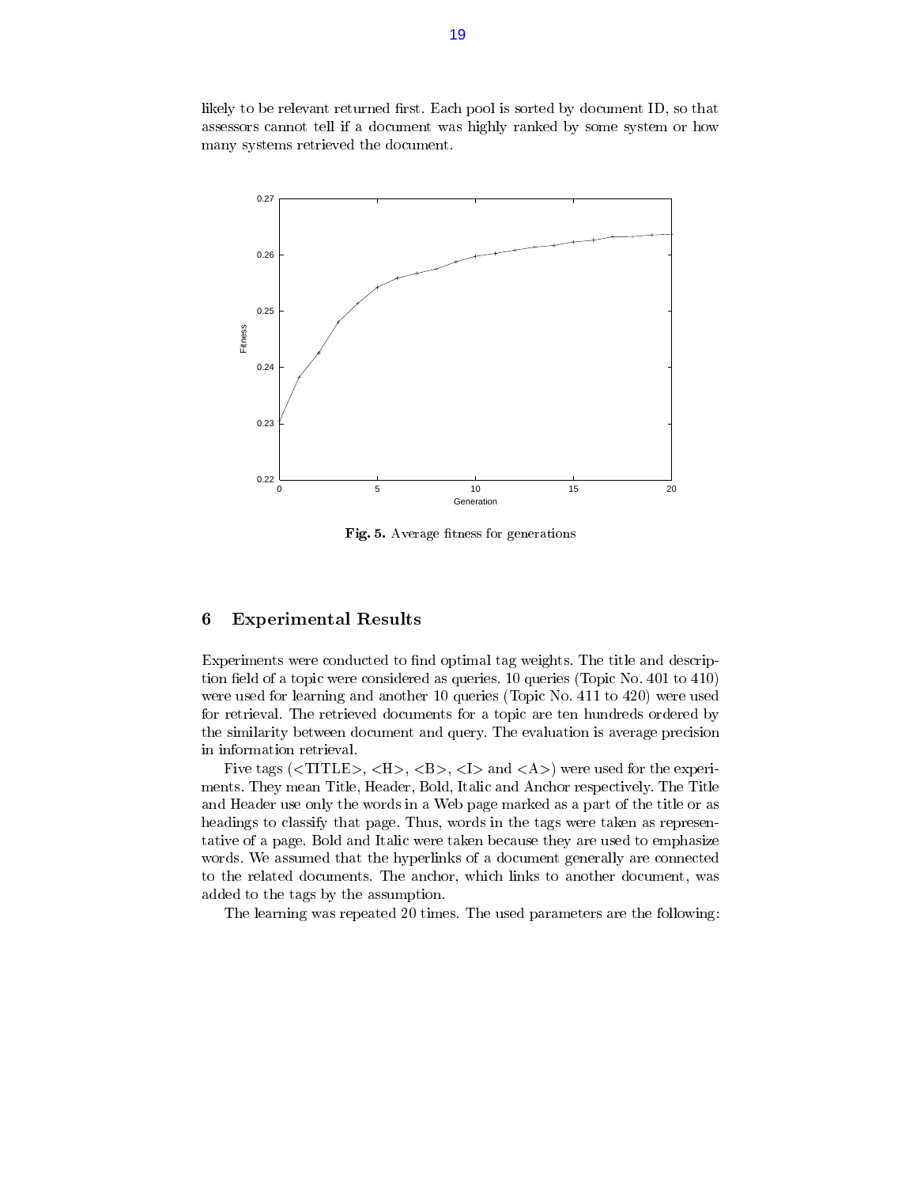likely to be relevant returned first. Each pool is sorted by document ID, so that assessors cannot tell if a document was highly ranked by some system or how many systems retrieved the document.

**Fig. 5.** Average fitness for generations

## 6 Experimental Results

Experiments were conducted to find optimal tag weights. The title and description field of a topic were considered as queries. 10 queries (Topic No. 401 to 410) were used for learning and another 10 queries (Topic No. 411 to 420) were used for retrieval. The retrieved documents for a topic are ten hundreds ordered by the similarity between document and query. The evaluation is average precision in information retrieval.

Five tags (<TITLE>, <H>, <B>, <I> and <A>) were used for the experiments. They mean Title, Header, Bold, Italic and Anchor respectively. The Title and Header use only the words in a Web page marked as a part of the title or as headings to classify that page. Thus, words in the tags were taken as representative of a page. Bold and Italic were taken because they are used to emphasize words. We assumed that the hyperlinks of a document generally are connected to the related documents. The anchor, which links to another document, was added to the tags by the assumption.

The learning was repeated 20 times. The used parameters are the following: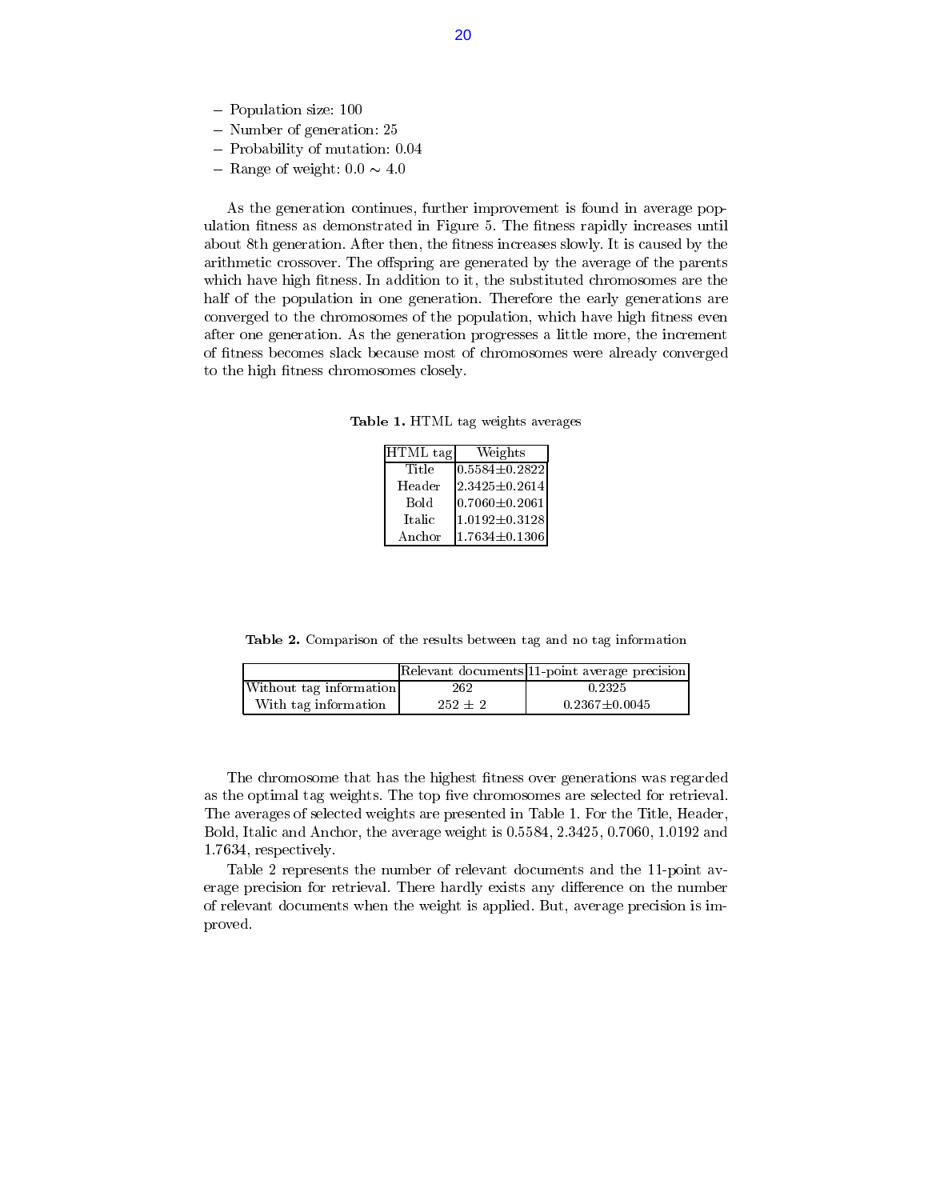- Population size: 100
- Number of generation: 25
- Probability of mutation: 0.04
- Range of weight: $0.0 \sim 4.0$

As the generation continues, further improvement is found in average population fitness as demonstrated in Figure 5. The fitness rapidly increases until about 8th generation. After then, the fitness increases slowly. It is caused by the arithmetic crossover. The offspring are generated by the average of the parents which have high fitness. In addition to it, the substituted chromosomes are the half of the population in one generation. Therefore the early generations are converged to the chromosomes of the population, which have high fitness even after one generation. As the generation progresses a little more, the increment of fitness becomes slack because most of chromosomes were already converged to the high fitness chromosomes closely.

**Table 1.** HTML tag weights averages

| HTML tag | Weights |
| --- | --- |
| Title | $0.5584 \pm 0.2822$ |
| Header | $2.3425 \pm 0.2614$ |
| Bold | $0.7060 \pm 0.2061$ |
| Italic | $1.0192 \pm 0.3128$ |
| Anchor | $1.7634 \pm 0.1306$ |

**Table 2.** Comparison of the results between tag and no tag information

| | Relevant documents | 11-point average precision |
| --- | --- | --- |
| Without tag information | 262 | 0.2325 |
| With tag information | $252 \pm 2$ | $0.2367 \pm 0.0045$ |

The chromosome that has the highest fitness over generations was regarded as the optimal tag weights. The top five chromosomes are selected for retrieval. The averages of selected weights are presented in Table 1. For the Title, Header, Bold, Italic and Anchor, the average weight is 0.5584, 2.3425, 0.7060, 1.0192 and 1.7634, respectively.

Table 2 represents the number of relevant documents and the 11-point average precision for retrieval. There hardly exists any difference on the number of relevant documents when the weight is applied. But, average precision is improved.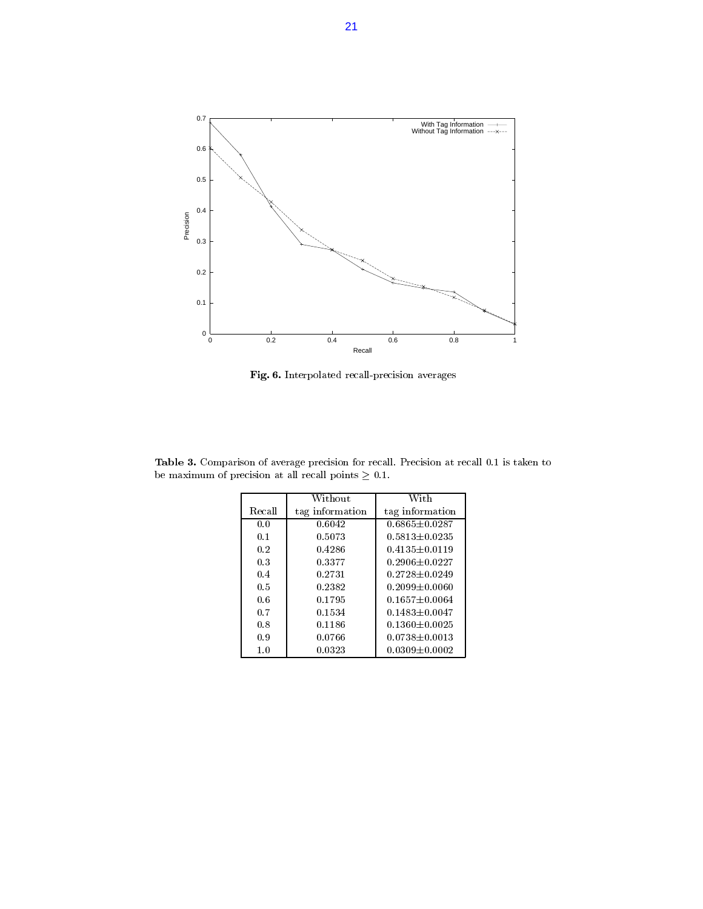**Fig. 6.** Interpolated recall-precision averages

**Table 3.** Comparison of average precision for recall. Precision at recall 0.1 is taken to be maximum of precision at all recall points $\geq$ 0.1.

| Recall | Without tag information | With tag information |
|---|---|---|
| 0.0 | 0.6042 | 0.6865$\pm$0.0287 |
| 0.1 | 0.5073 | 0.5813$\pm$0.0235 |
| 0.2 | 0.4286 | 0.4135$\pm$0.0119 |
| 0.3 | 0.3377 | 0.2906$\pm$0.0227 |
| 0.4 | 0.2731 | 0.2728$\pm$0.0249 |
| 0.5 | 0.2382 | 0.2099$\pm$0.0060 |
| 0.6 | 0.1795 | 0.1657$\pm$0.0064 |
| 0.7 | 0.1534 | 0.1483$\pm$0.0047 |
| 0.8 | 0.1186 | 0.1360$\pm$0.0025 |
| 0.9 | 0.0766 | 0.0738$\pm$0.0013 |
| 1.0 | 0.0323 | 0.0309$\pm$0.0002 |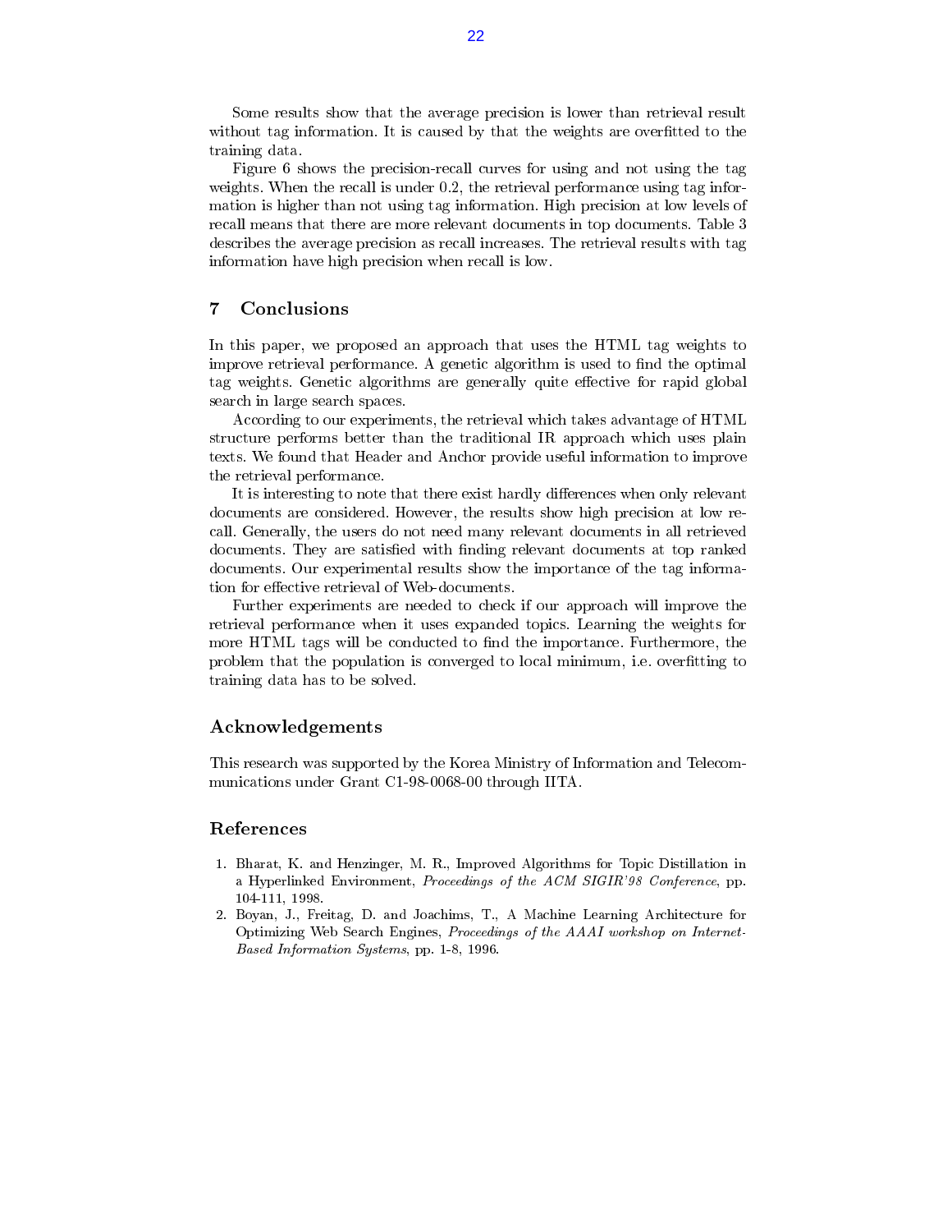Some results show that the average precision is lower than retrieval result without tag information. It is caused by that the weights are overfitted to the training data.

Figure 6 shows the precision-recall curves for using and not using the tag weights. When the recall is under 0.2, the retrieval performance using tag information is higher than not using tag information. High precision at low levels of recall means that there are more relevant documents in top documents. Table 3 describes the average precision as recall increases. The retrieval results with tag information have high precision when recall is low.

## 7 Conclusions

In this paper, we proposed an approach that uses the HTML tag weights to improve retrieval performance. A genetic algorithm is used to find the optimal tag weights. Genetic algorithms are generally quite effective for rapid global search in large search spaces.

According to our experiments, the retrieval which takes advantage of HTML structure performs better than the traditional IR approach which uses plain texts. We found that Header and Anchor provide useful information to improve the retrieval performance.

It is interesting to note that there exist hardly differences when only relevant documents are considered. However, the results show high precision at low recall. Generally, the users do not need many relevant documents in all retrieved documents. They are satisfied with finding relevant documents at top ranked documents. Our experimental results show the importance of the tag information for effective retrieval of Web-documents.

Further experiments are needed to check if our approach will improve the retrieval performance when it uses expanded topics. Learning the weights for more HTML tags will be conducted to find the importance. Furthermore, the problem that the population is converged to local minimum, i.e. overfitting to training data has to be solved.

## Acknowledgements

This research was supported by the Korea Ministry of Information and Telecommunications under Grant C1-98-0068-00 through IITA.

## References

1. Bharat, K. and Henzinger, M. R., Improved Algorithms for Topic Distillation in a Hyperlinked Environment, *Proceedings of the ACM SIGIR'98 Conference*, pp. 104-111, 1998.
2. Boyan, J., Freitag, D. and Joachims, T., A Machine Learning Architecture for Optimizing Web Search Engines, *Proceedings of the AAAI workshop on Internet-Based Information Systems*, pp. 1-8, 1996.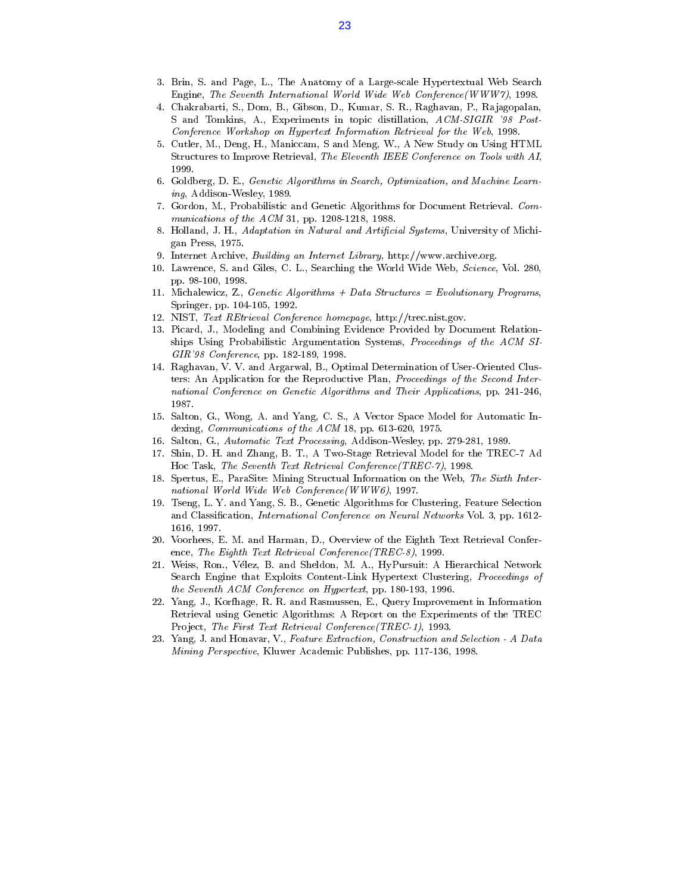3. Brin, S. and Page, L., The Anatomy of a Large-scale Hypertextual Web Search Engine, *The Seventh International World Wide Web Conference(WWW7)*, 1998.
4. Chakrabarti, S., Dom, B., Gibson, D., Kumar, S. R., Raghavan, P., Rajagopalan, S and Tomkins, A., Experiments in topic distillation, *ACM-SIGIR '98 Post-Conference Workshop on Hypertext Information Retrieval for the Web*, 1998.
5. Cutler, M., Deng, H., Maniccam, S and Meng, W., A New Study on Using HTML Structures to Improve Retrieval, *The Eleventh IEEE Conference on Tools with AI*, 1999.
6. Goldberg, D. E., *Genetic Algorithms in Search, Optimization, and Machine Learning*, Addison-Wesley, 1989.
7. Gordon, M., Probabilistic and Genetic Algorithms for Document Retrieval. *Communications of the ACM* 31, pp. 1208-1218, 1988.
8. Holland, J. H., *Adaptation in Natural and Artificial Systems*, University of Michigan Press, 1975.
9. Internet Archive, *Building an Internet Library*, http://www.archive.org.
10. Lawrence, S. and Giles, C. L., Searching the World Wide Web, *Science*, Vol. 280, pp. 98-100, 1998.
11. Michalewicz, Z., *Genetic Algorithms + Data Structures = Evolutionary Programs*, Springer, pp. 104-105, 1992.
12. NIST, *Text REtrieval Conference homepage*, http://trec.nist.gov.
13. Picard, J., Modeling and Combining Evidence Provided by Document Relationships Using Probabilistic Argumentation Systems, *Proceedings of the ACM SIGIR'98 Conference*, pp. 182-189, 1998.
14. Raghavan, V. V. and Argarwal, B., Optimal Determination of User-Oriented Clusters: An Application for the Reproductive Plan, *Proceedings of the Second International Conference on Genetic Algorithms and Their Applications*, pp. 241-246, 1987.
15. Salton, G., Wong, A. and Yang, C. S., A Vector Space Model for Automatic Indexing, *Communications of the ACM* 18, pp. 613-620, 1975.
16. Salton, G., *Automatic Text Processing*, Addison-Wesley, pp. 279-281, 1989.
17. Shin, D. H. and Zhang, B. T., A Two-Stage Retrieval Model for the TREC-7 Ad Hoc Task, *The Seventh Text Retrieval Conference(TREC-7)*, 1998.
18. Spertus, E., ParaSite: Mining Structual Information on the Web, *The Sixth International World Wide Web Conference(WWW6)*, 1997.
19. Tseng, L. Y. and Yang, S. B., Genetic Algorithms for Clustering, Feature Selection and Classification, *International Conference on Neural Networks* Vol. 3, pp. 1612-1616, 1997.
20. Voorhees, E. M. and Harman, D., Overview of the Eighth Text Retrieval Conference, *The Eighth Text Retrieval Conference(TREC-8)*, 1999.
21. Weiss, Ron., Vélez, B. and Sheldon, M. A., HyPursuit: A Hierarchical Network Search Engine that Exploits Content-Link Hypertext Clustering, *Proceedings of the Seventh ACM Conference on Hypertext*, pp. 180-193, 1996.
22. Yang, J., Korfhage, R. R. and Rasmussen, E., Query Improvement in Information Retrieval using Genetic Algorithms: A Report on the Experiments of the TREC Project, *The First Text Retrieval Conference(TREC-1)*, 1993.
23. Yang, J. and Honavar, V., *Feature Extraction, Construction and Selection - A Data Mining Perspective*, Kluwer Academic Publishes, pp. 117-136, 1998.